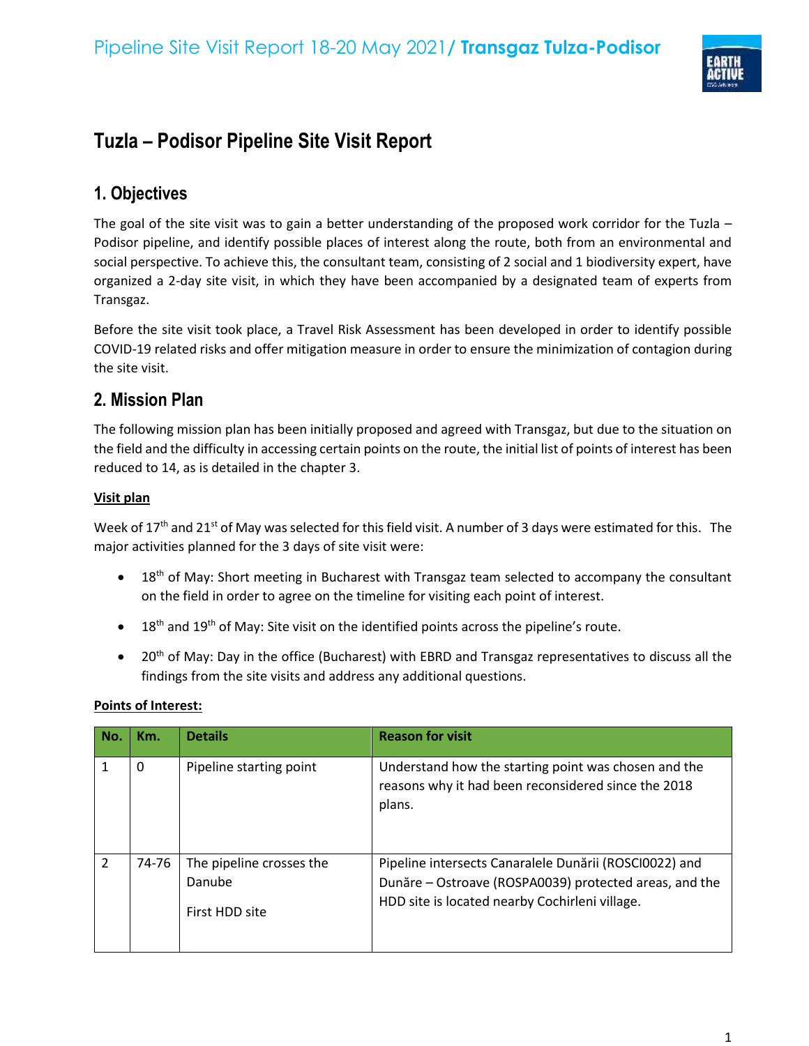# Tuzla – Podisor Pipeline Site Visit Report

## 1. Objectives

The goal of the site visit was to gain a better understanding of the proposed work corridor for the Tuzla – Podisor pipeline, and identify possible places of interest along the route, both from an environmental and social perspective. To achieve this, the consultant team, consisting of 2 social and 1 biodiversity expert, have organized a 2-day site visit, in which they have been accompanied by a designated team of experts from Transgaz.

Before the site visit took place, a Travel Risk Assessment has been developed in order to identify possible COVID-19 related risks and offer mitigation measure in order to ensure the minimization of contagion during the site visit.

## 2. Mission Plan

The following mission plan has been initially proposed and agreed with Transgaz, but due to the situation on the field and the difficulty in accessing certain points on the route, the initial list of points of interest has been reduced to 14, as is detailed in the chapter 3.

**Visit plan**

Week of 17th and 21st of May was selected for this field visit. A number of 3 days were estimated for this. The major activities planned for the 3 days of site visit were:

- 18th of May: Short meeting in Bucharest with Transgaz team selected to accompany the consultant on the field in order to agree on the timeline for visiting each point of interest.
- 18th and 19th of May: Site visit on the identified points across the pipeline's route.
- 20th of May: Day in the office (Bucharest) with EBRD and Transgaz representatives to discuss all the findings from the site visits and address any additional questions.

**Points of Interest:**

| No. | Km. | Details | Reason for visit |
|---|---|---|---|
| 1 | 0 | Pipeline starting point | Understand how the starting point was chosen and the reasons why it had been reconsidered since the 2018 plans. |
| 2 | 74-76 | The pipeline crosses the Danube<br><br>First HDD site | Pipeline intersects Canaralele Dunării (ROSCI0022) and Dunăre – Ostroave (ROSPA0039) protected areas, and the HDD site is located nearby Cochirleni village. |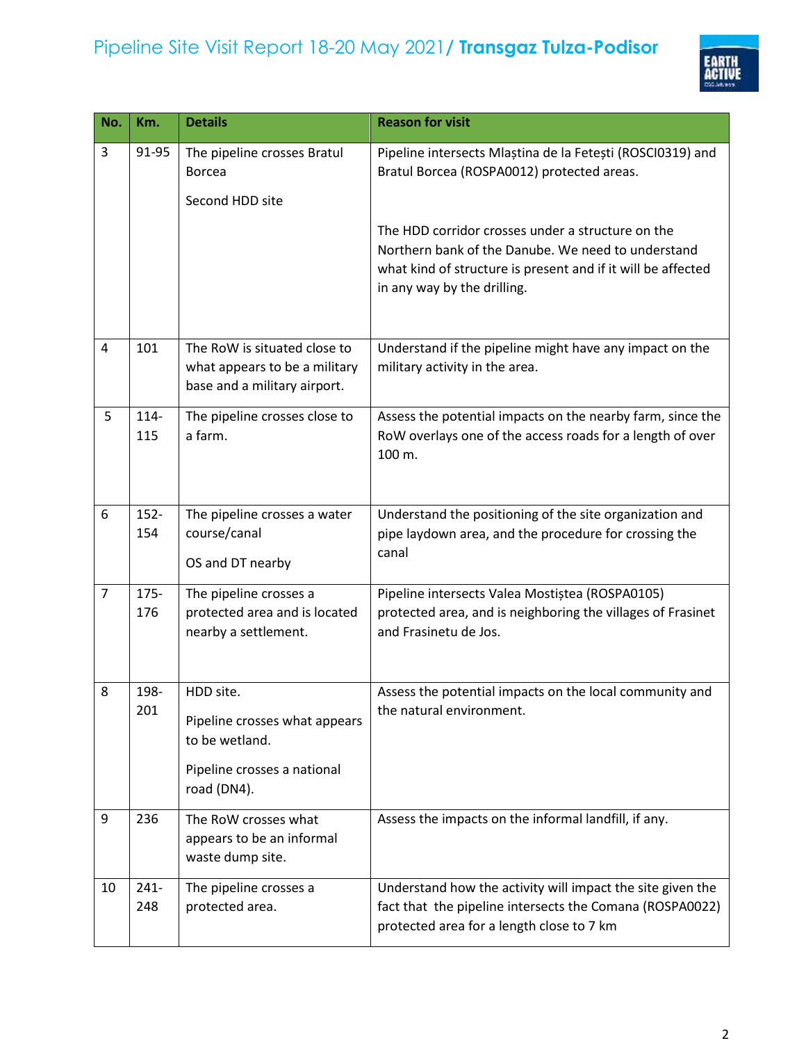| No. | Km. | Details | Reason for visit |
|---|---|---|---|
| 3 | 91-95 | The pipeline crosses Bratul Borcea<br><br>Second HDD site | Pipeline intersects Mlaștina de la Fetești (ROSCI0319) and Bratul Borcea (ROSPA0012) protected areas.<br><br>The HDD corridor crosses under a structure on the Northern bank of the Danube. We need to understand what kind of structure is present and if it will be affected in any way by the drilling. |
| 4 | 101 | The RoW is situated close to what appears to be a military base and a military airport. | Understand if the pipeline might have any impact on the military activity in the area. |
| 5 | 114-115 | The pipeline crosses close to a farm. | Assess the potential impacts on the nearby farm, since the RoW overlays one of the access roads for a length of over 100 m. |
| 6 | 152-154 | The pipeline crosses a water course/canal<br><br>OS and DT nearby | Understand the positioning of the site organization and pipe laydown area, and the procedure for crossing the canal |
| 7 | 175-176 | The pipeline crosses a protected area and is located nearby a settlement. | Pipeline intersects Valea Mostiștea (ROSPA0105) protected area, and is neighboring the villages of Frasinet and Frasinetu de Jos. |
| 8 | 198-201 | HDD site.<br><br>Pipeline crosses what appears to be wetland.<br><br>Pipeline crosses a national road (DN4). | Assess the potential impacts on the local community and the natural environment. |
| 9 | 236 | The RoW crosses what appears to be an informal waste dump site. | Assess the impacts on the informal landfill, if any. |
| 10 | 241-248 | The pipeline crosses a protected area. | Understand how the activity will impact the site given the fact that the pipeline intersects the Comana (ROSPA0022) protected area for a length close to 7 km |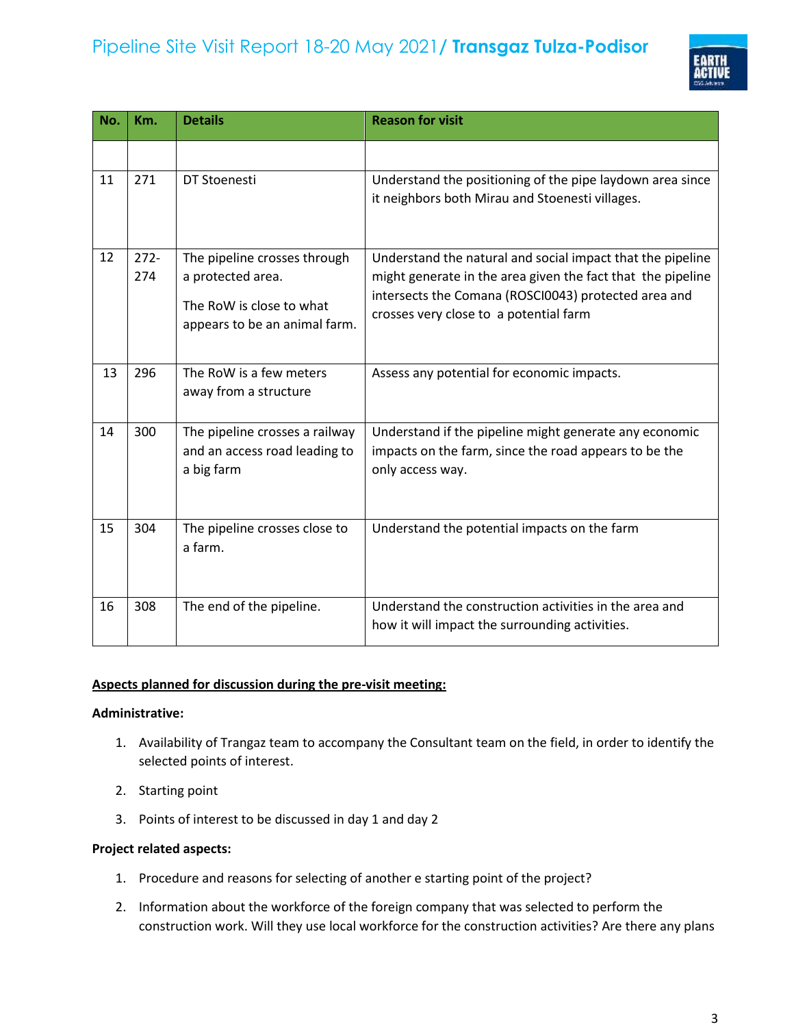| No. | Km. | Details | Reason for visit |
|---|---|---|---|
| | | | |
| 11 | 271 | DT Stoenesti | Understand the positioning of the pipe laydown area since it neighbors both Mirau and Stoenesti villages. |
| 12 | 272-274 | The pipeline crosses through a protected area.<br><br>The RoW is close to what appears to be an animal farm. | Understand the natural and social impact that the pipeline might generate in the area given the fact that the pipeline intersects the Comana (ROSCI0043) protected area and crosses very close to a potential farm |
| 13 | 296 | The RoW is a few meters away from a structure | Assess any potential for economic impacts. |
| 14 | 300 | The pipeline crosses a railway and an access road leading to a big farm | Understand if the pipeline might generate any economic impacts on the farm, since the road appears to be the only access way. |
| 15 | 304 | The pipeline crosses close to a farm. | Understand the potential impacts on the farm |
| 16 | 308 | The end of the pipeline. | Understand the construction activities in the area and how it will impact the surrounding activities. |

**Aspects planned for discussion during the pre-visit meeting:**

**Administrative:**

1. Availability of Trangaz team to accompany the Consultant team on the field, in order to identify the selected points of interest.
2. Starting point
3. Points of interest to be discussed in day 1 and day 2

**Project related aspects:**

1. Procedure and reasons for selecting of another e starting point of the project?
2. Information about the workforce of the foreign company that was selected to perform the construction work. Will they use local workforce for the construction activities? Are there any plans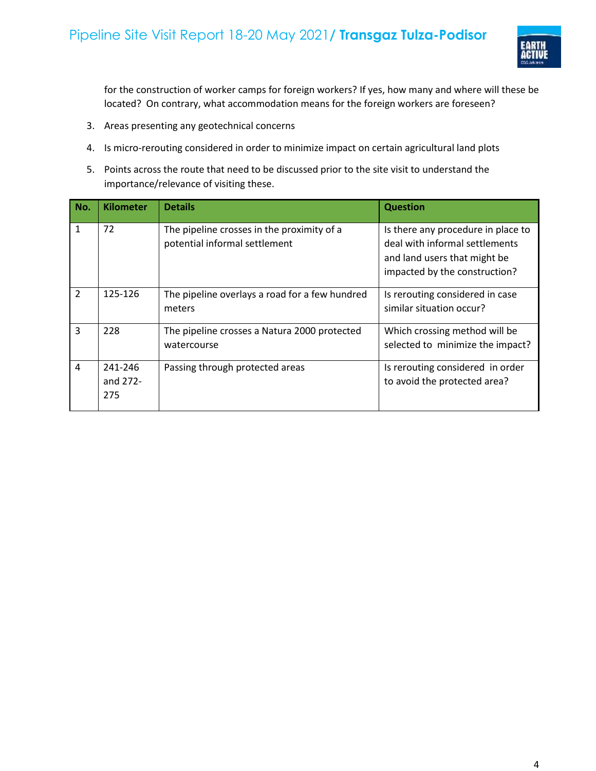for the construction of worker camps for foreign workers? If yes, how many and where will these be located? On contrary, what accommodation means for the foreign workers are foreseen?

3. Areas presenting any geotechnical concerns
4. Is micro-rerouting considered in order to minimize impact on certain agricultural land plots
5. Points across the route that need to be discussed prior to the site visit to understand the importance/relevance of visiting these.

| No. | Kilometer | Details | Question |
|---|---|---|---|
| 1 | 72 | The pipeline crosses in the proximity of a potential informal settlement | Is there any procedure in place to deal with informal settlements and land users that might be impacted by the construction? |
| 2 | 125-126 | The pipeline overlays a road for a few hundred meters | Is rerouting considered in case similar situation occur? |
| 3 | 228 | The pipeline crosses a Natura 2000 protected watercourse | Which crossing method will be selected to minimize the impact? |
| 4 | 241-246 and 272-275 | Passing through protected areas | Is rerouting considered in order to avoid the protected area? |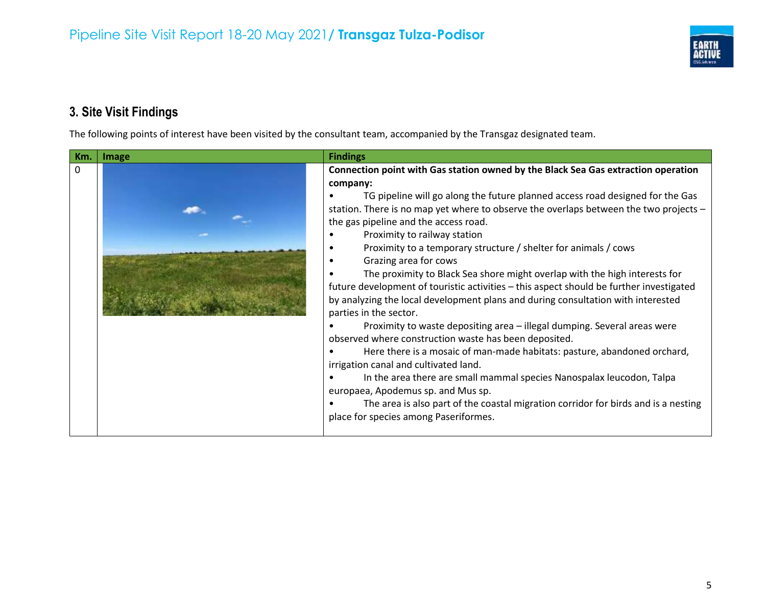## 3. Site Visit Findings

The following points of interest have been visited by the consultant team, accompanied by the Transgaz designated team.

| Km. | Image | Findings |
|---|---|---|
| 0 | | **Connection point with Gas station owned by the Black Sea Gas extraction operation company:**<br>• TG pipeline will go along the future planned access road designed for the Gas station. There is no map yet where to observe the overlaps between the two projects – the gas pipeline and the access road.<br>• Proximity to railway station<br>• Proximity to a temporary structure / shelter for animals / cows<br>• Grazing area for cows<br>• The proximity to Black Sea shore might overlap with the high interests for future development of touristic activities – this aspect should be further investigated by analyzing the local development plans and during consultation with interested parties in the sector.<br>• Proximity to waste depositing area – illegal dumping. Several areas were observed where construction waste has been deposited.<br>• Here there is a mosaic of man-made habitats: pasture, abandoned orchard, irrigation canal and cultivated land.<br>• In the area there are small mammal species Nanospalax leucodon, Talpa europaea, Apodemus sp. and Mus sp.<br>• The area is also part of the coastal migration corridor for birds and is a nesting place for species among Paseriformes. |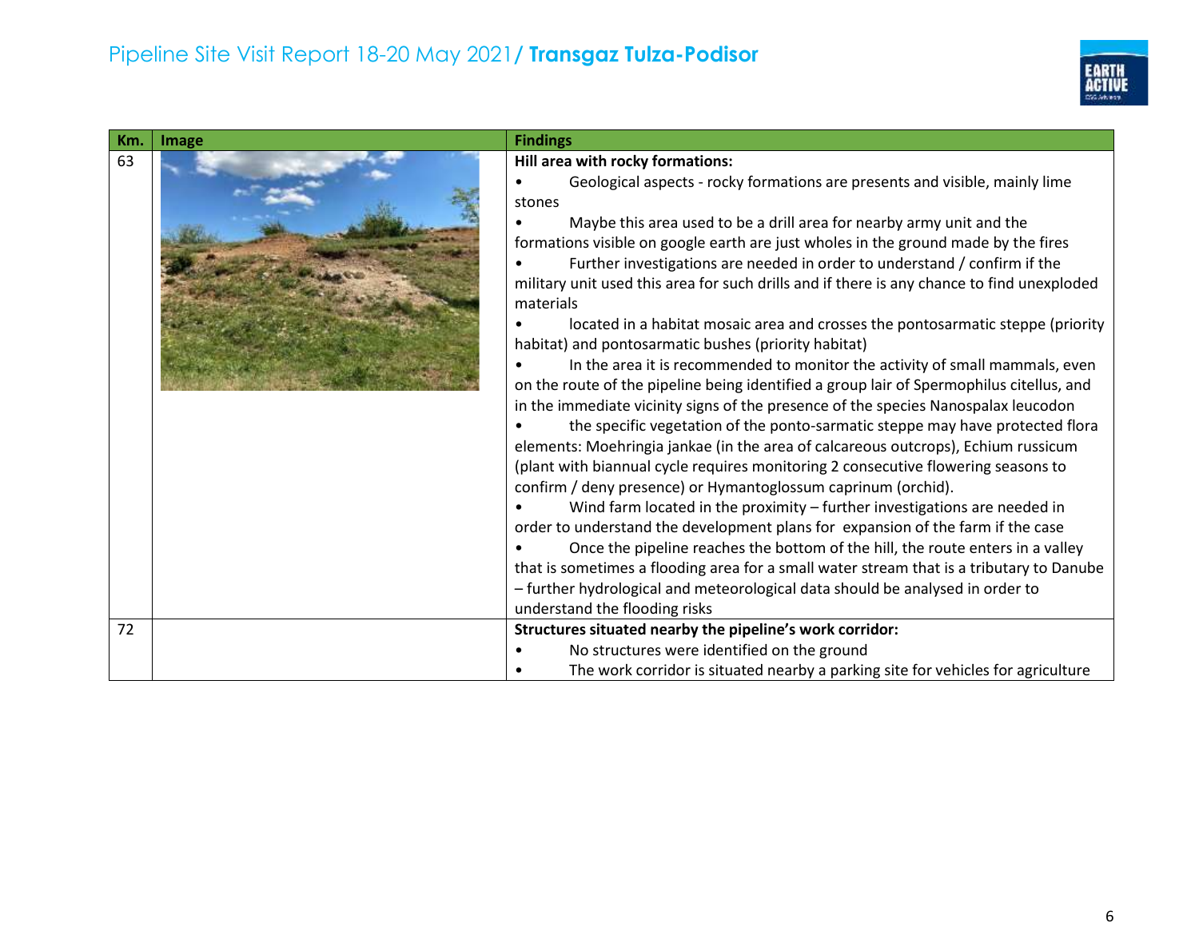| Km. | Image | Findings |
|---|---|---|
| 63 | | **Hill area with rocky formations:**<br>• Geological aspects - rocky formations are presents and visible, mainly lime stones<br>• Maybe this area used to be a drill area for nearby army unit and the formations visible on google earth are just wholes in the ground made by the fires<br>• Further investigations are needed in order to understand / confirm if the military unit used this area for such drills and if there is any chance to find unexploded materials<br>• located in a habitat mosaic area and crosses the pontosarmatic steppe (priority habitat) and pontosarmatic bushes (priority habitat)<br>• In the area it is recommended to monitor the activity of small mammals, even on the route of the pipeline being identified a group lair of Spermophilus citellus, and in the immediate vicinity signs of the presence of the species Nanospalax leucodon<br>• the specific vegetation of the ponto-sarmatic steppe may have protected flora elements: Moehringia jankae (in the area of calcareous outcrops), Echium russicum (plant with biannual cycle requires monitoring 2 consecutive flowering seasons to confirm / deny presence) or Hymantoglossum caprinum (orchid).<br>• Wind farm located in the proximity – further investigations are needed in order to understand the development plans for expansion of the farm if the case<br>• Once the pipeline reaches the bottom of the hill, the route enters in a valley that is sometimes a flooding area for a small water stream that is a tributary to Danube – further hydrological and meteorological data should be analysed in order to understand the flooding risks |
| 72 | | **Structures situated nearby the pipeline's work corridor:**<br>• No structures were identified on the ground<br>• The work corridor is situated nearby a parking site for vehicles for agriculture |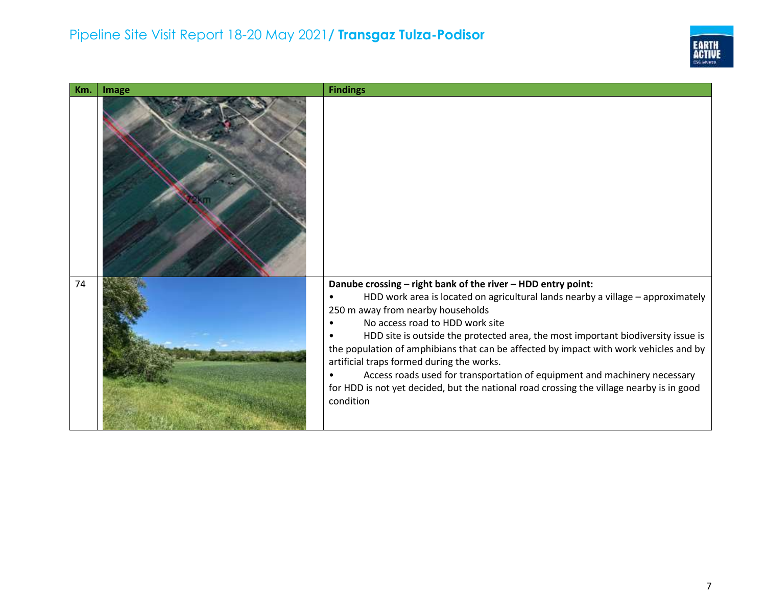| Km. | Image | Findings |
|---|---|---|
| | | |
| 74 | | **Danube crossing – right bank of the river – HDD entry point:**<br>• HDD work area is located on agricultural lands nearby a village – approximately 250 m away from nearby households<br>• No access road to HDD work site<br>• HDD site is outside the protected area, the most important biodiversity issue is the population of amphibians that can be affected by impact with work vehicles and by artificial traps formed during the works.<br>• Access roads used for transportation of equipment and machinery necessary for HDD is not yet decided, but the national road crossing the village nearby is in good condition |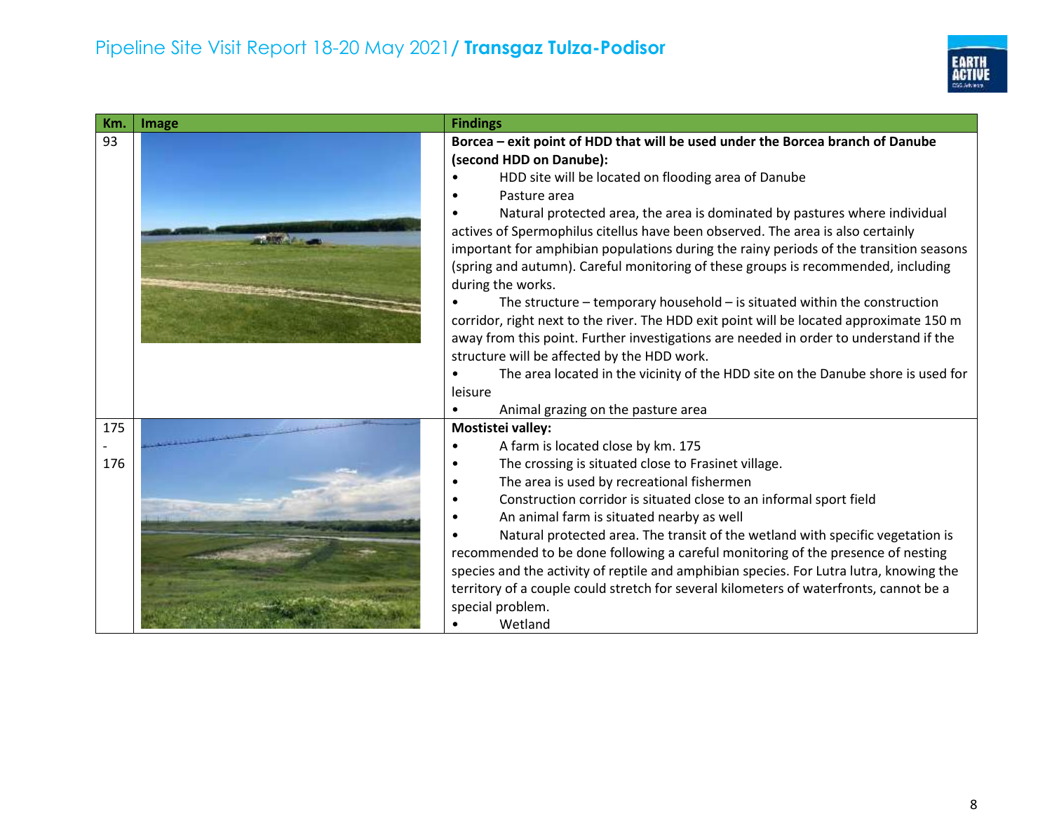| Km. | Image | Findings |
| --- | --- | --- |
| 93 | | **Borcea – exit point of HDD that will be used under the Borcea branch of Danube (second HDD on Danube):**<br>• HDD site will be located on flooding area of Danube<br>• Pasture area<br>• Natural protected area, the area is dominated by pastures where individual actives of Spermophilus citellus have been observed. The area is also certainly important for amphibian populations during the rainy periods of the transition seasons (spring and autumn). Careful monitoring of these groups is recommended, including during the works.<br>• The structure – temporary household – is situated within the construction corridor, right next to the river. The HDD exit point will be located approximate 150 m away from this point. Further investigations are needed in order to understand if the structure will be affected by the HDD work.<br>• The area located in the vicinity of the HDD site on the Danube shore is used for leisure<br>• Animal grazing on the pasture area |
| 175 - 176 | | **Mostistei valley:**<br>• A farm is located close by km. 175<br>• The crossing is situated close to Frasinet village.<br>• The area is used by recreational fishermen<br>• Construction corridor is situated close to an informal sport field<br>• An animal farm is situated nearby as well<br>• Natural protected area. The transit of the wetland with specific vegetation is recommended to be done following a careful monitoring of the presence of nesting species and the activity of reptile and amphibian species. For Lutra lutra, knowing the territory of a couple could stretch for several kilometers of waterfronts, cannot be a special problem.<br>• Wetland |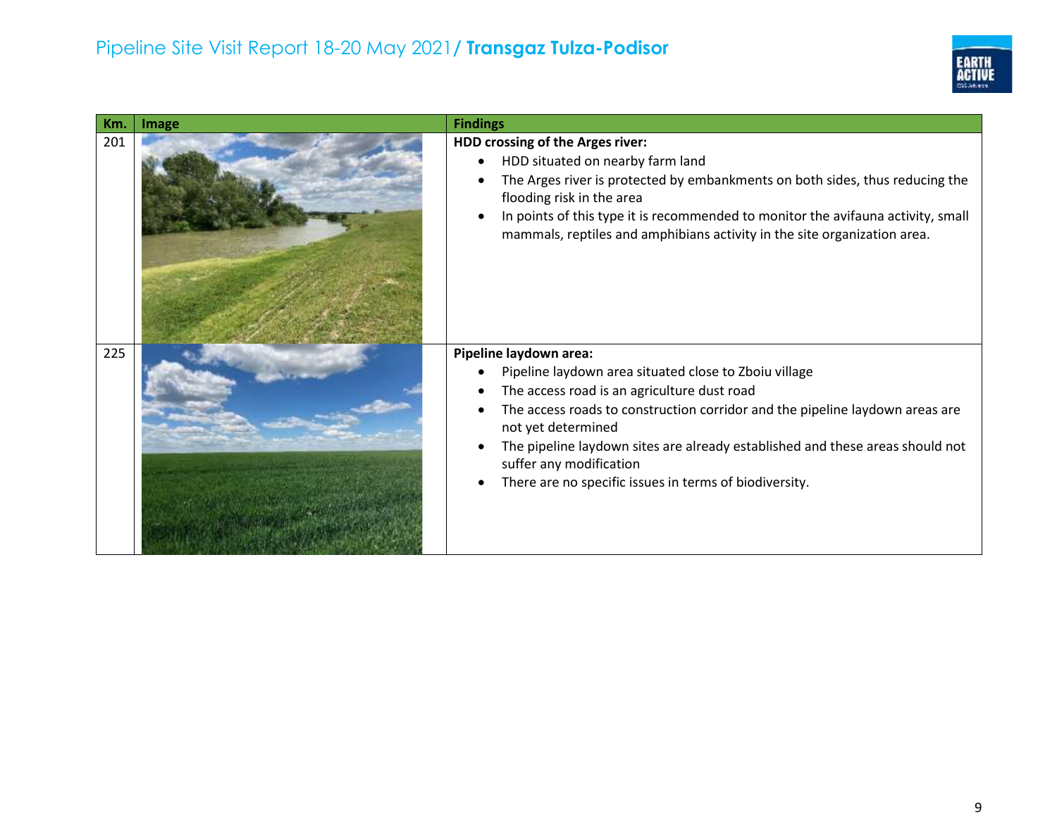| Km. | Image | Findings |
|---|---|---|
| 201 | | **HDD crossing of the Arges river:**<br>• HDD situated on nearby farm land<br>• The Arges river is protected by embankments on both sides, thus reducing the flooding risk in the area<br>• In points of this type it is recommended to monitor the avifauna activity, small mammals, reptiles and amphibians activity in the site organization area. |
| 225 | | **Pipeline laydown area:**<br>• Pipeline laydown area situated close to Zboiu village<br>• The access road is an agriculture dust road<br>• The access roads to construction corridor and the pipeline laydown areas are not yet determined<br>• The pipeline laydown sites are already established and these areas should not suffer any modification<br>• There are no specific issues in terms of biodiversity. |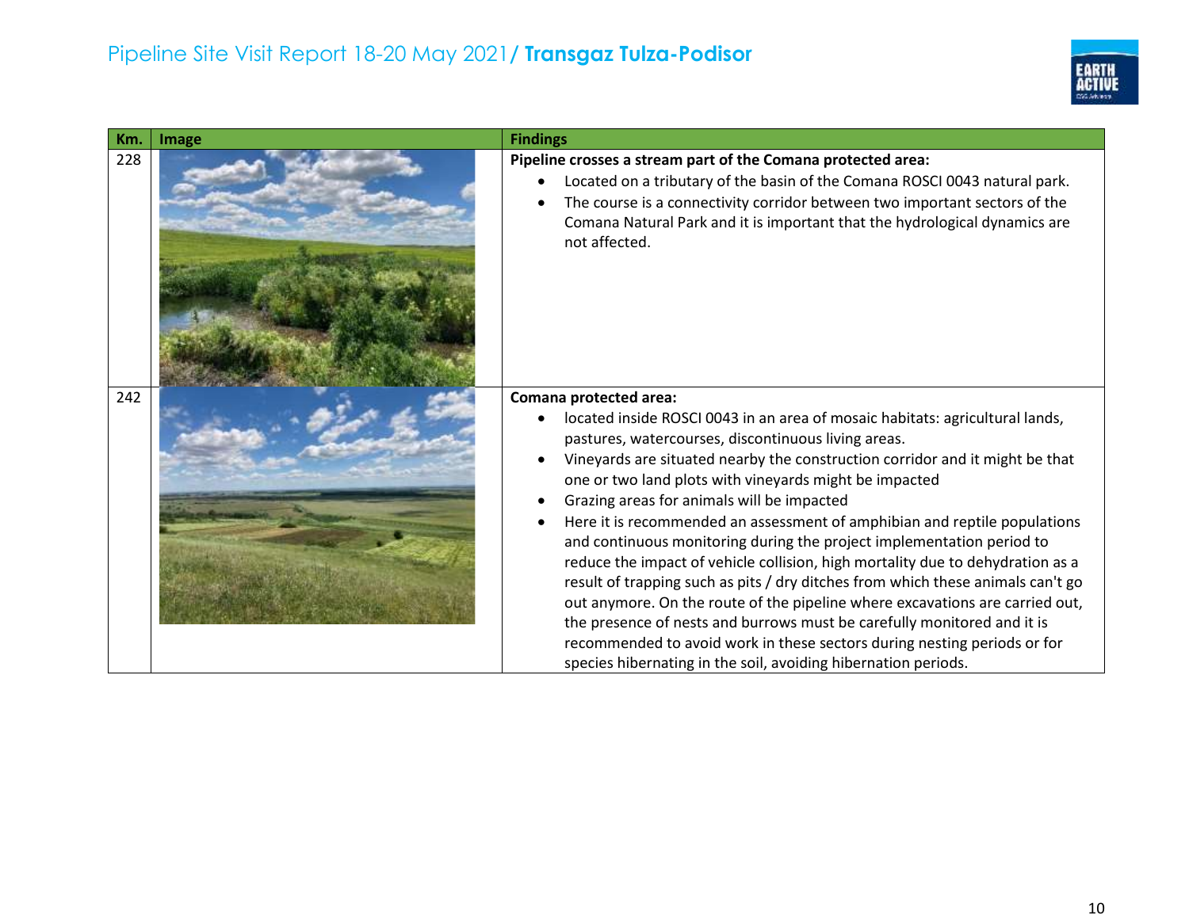| Km. | Image | Findings |
| --- | --- | --- |
| 228 | | **Pipeline crosses a stream part of the Comana protected area:**<br>• Located on a tributary of the basin of the Comana ROSCI 0043 natural park.<br>• The course is a connectivity corridor between two important sectors of the Comana Natural Park and it is important that the hydrological dynamics are not affected. |
| 242 | | **Comana protected area:**<br>• located inside ROSCI 0043 in an area of mosaic habitats: agricultural lands, pastures, watercourses, discontinuous living areas.<br>• Vineyards are situated nearby the construction corridor and it might be that one or two land plots with vineyards might be impacted<br>• Grazing areas for animals will be impacted<br>• Here it is recommended an assessment of amphibian and reptile populations and continuous monitoring during the project implementation period to reduce the impact of vehicle collision, high mortality due to dehydration as a result of trapping such as pits / dry ditches from which these animals can't go out anymore. On the route of the pipeline where excavations are carried out, the presence of nests and burrows must be carefully monitored and it is recommended to avoid work in these sectors during nesting periods or for species hibernating in the soil, avoiding hibernation periods. |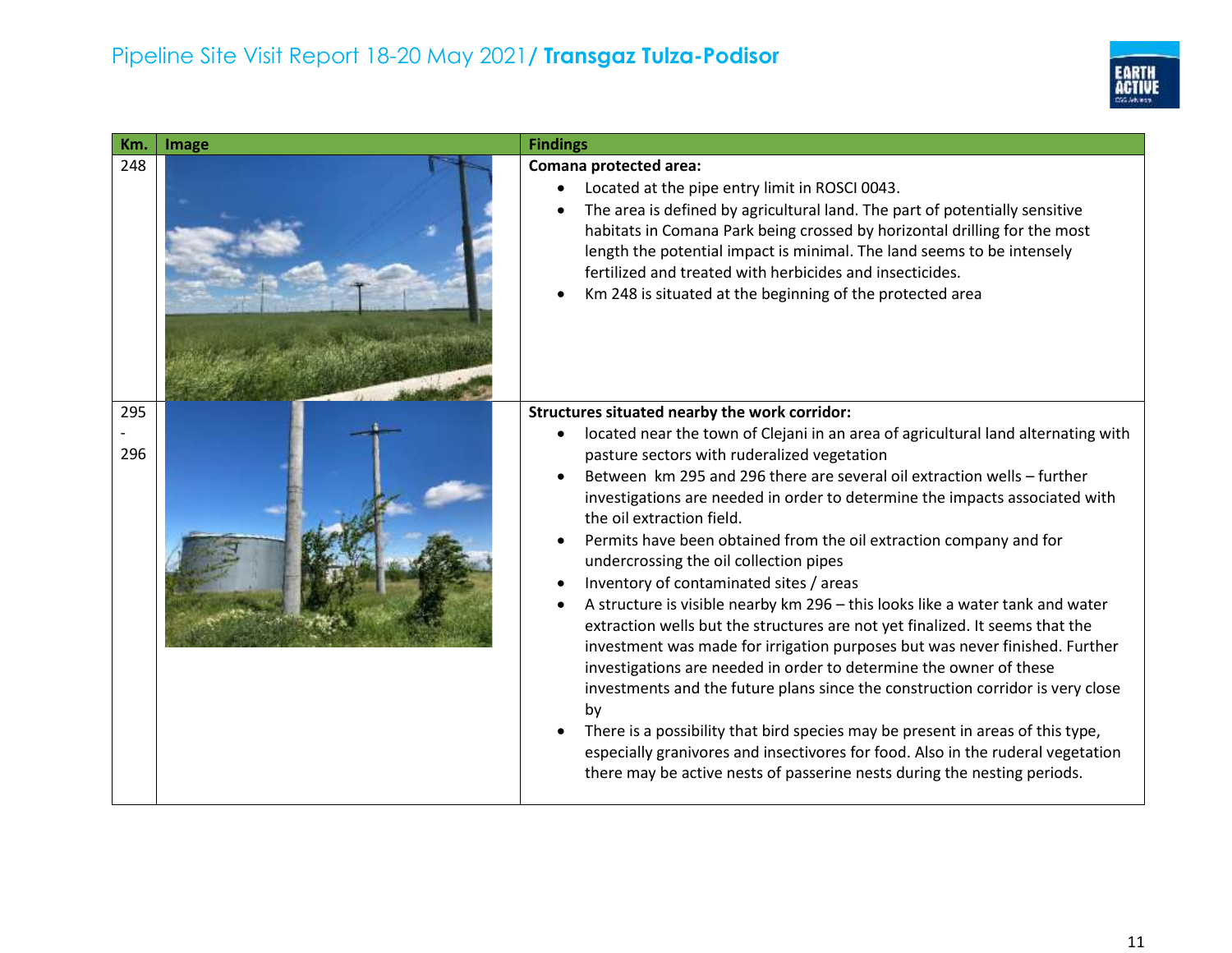| Km. | Image | Findings |
| --- | --- | --- |
| 248 | | **Comana protected area:**<br>• Located at the pipe entry limit in ROSCI 0043.<br>• The area is defined by agricultural land. The part of potentially sensitive habitats in Comana Park being crossed by horizontal drilling for the most length the potential impact is minimal. The land seems to be intensely fertilized and treated with herbicides and insecticides.<br>• Km 248 is situated at the beginning of the protected area |
| 295 - 296 | | **Structures situated nearby the work corridor:**<br>• located near the town of Clejani in an area of agricultural land alternating with pasture sectors with ruderalized vegetation<br>• Between km 295 and 296 there are several oil extraction wells – further investigations are needed in order to determine the impacts associated with the oil extraction field.<br>• Permits have been obtained from the oil extraction company and for undercrossing the oil collection pipes<br>• Inventory of contaminated sites / areas<br>• A structure is visible nearby km 296 – this looks like a water tank and water extraction wells but the structures are not yet finalized. It seems that the investment was made for irrigation purposes but was never finished. Further investigations are needed in order to determine the owner of these investments and the future plans since the construction corridor is very close by<br>• There is a possibility that bird species may be present in areas of this type, especially granivores and insectivores for food. Also in the ruderal vegetation there may be active nests of passerine nests during the nesting periods. |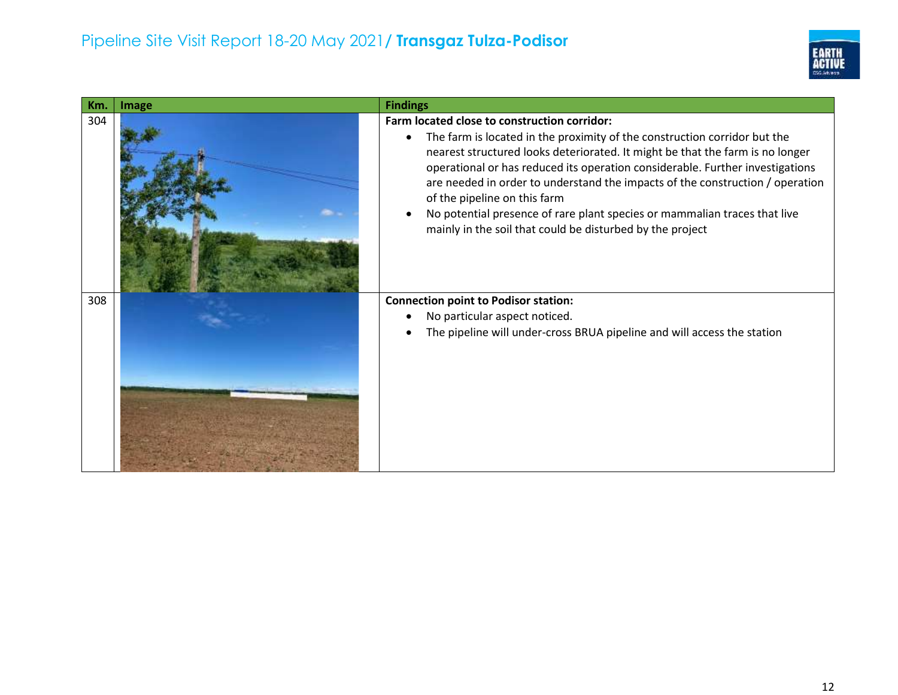| Km. | Image | Findings |
|---|---|---|
| 304 | | **Farm located close to construction corridor:**<br>• The farm is located in the proximity of the construction corridor but the nearest structured looks deteriorated. It might be that the farm is no longer operational or has reduced its operation considerable. Further investigations are needed in order to understand the impacts of the construction / operation of the pipeline on this farm<br>• No potential presence of rare plant species or mammalian traces that live mainly in the soil that could be disturbed by the project |
| 308 | | **Connection point to Podisor station:**<br>• No particular aspect noticed.<br>• The pipeline will under-cross BRUA pipeline and will access the station |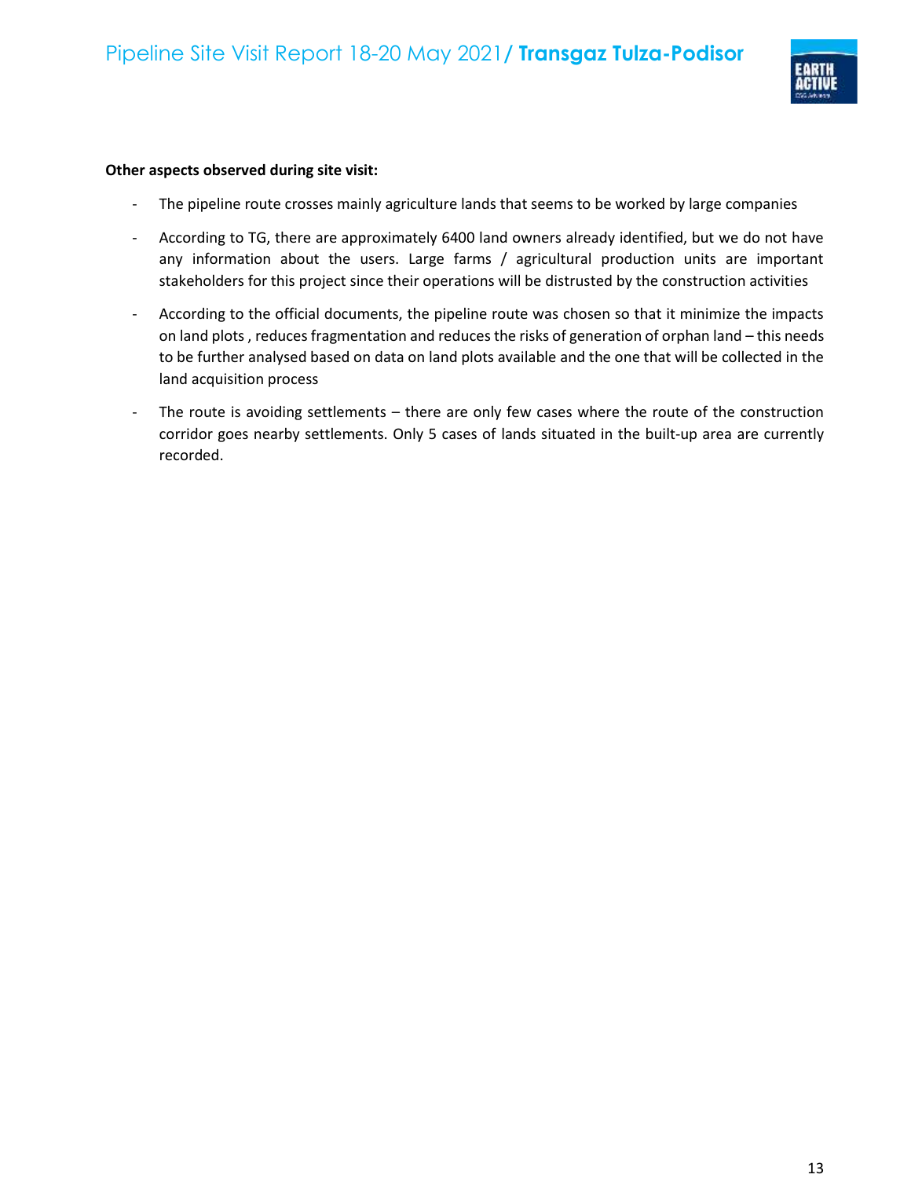**Other aspects observed during site visit:**

- The pipeline route crosses mainly agriculture lands that seems to be worked by large companies
- According to TG, there are approximately 6400 land owners already identified, but we do not have any information about the users. Large farms / agricultural production units are important stakeholders for this project since their operations will be distrusted by the construction activities
- According to the official documents, the pipeline route was chosen so that it minimize the impacts on land plots , reduces fragmentation and reduces the risks of generation of orphan land – this needs to be further analysed based on data on land plots available and the one that will be collected in the land acquisition process
- The route is avoiding settlements – there are only few cases where the route of the construction corridor goes nearby settlements. Only 5 cases of lands situated in the built-up area are currently recorded.